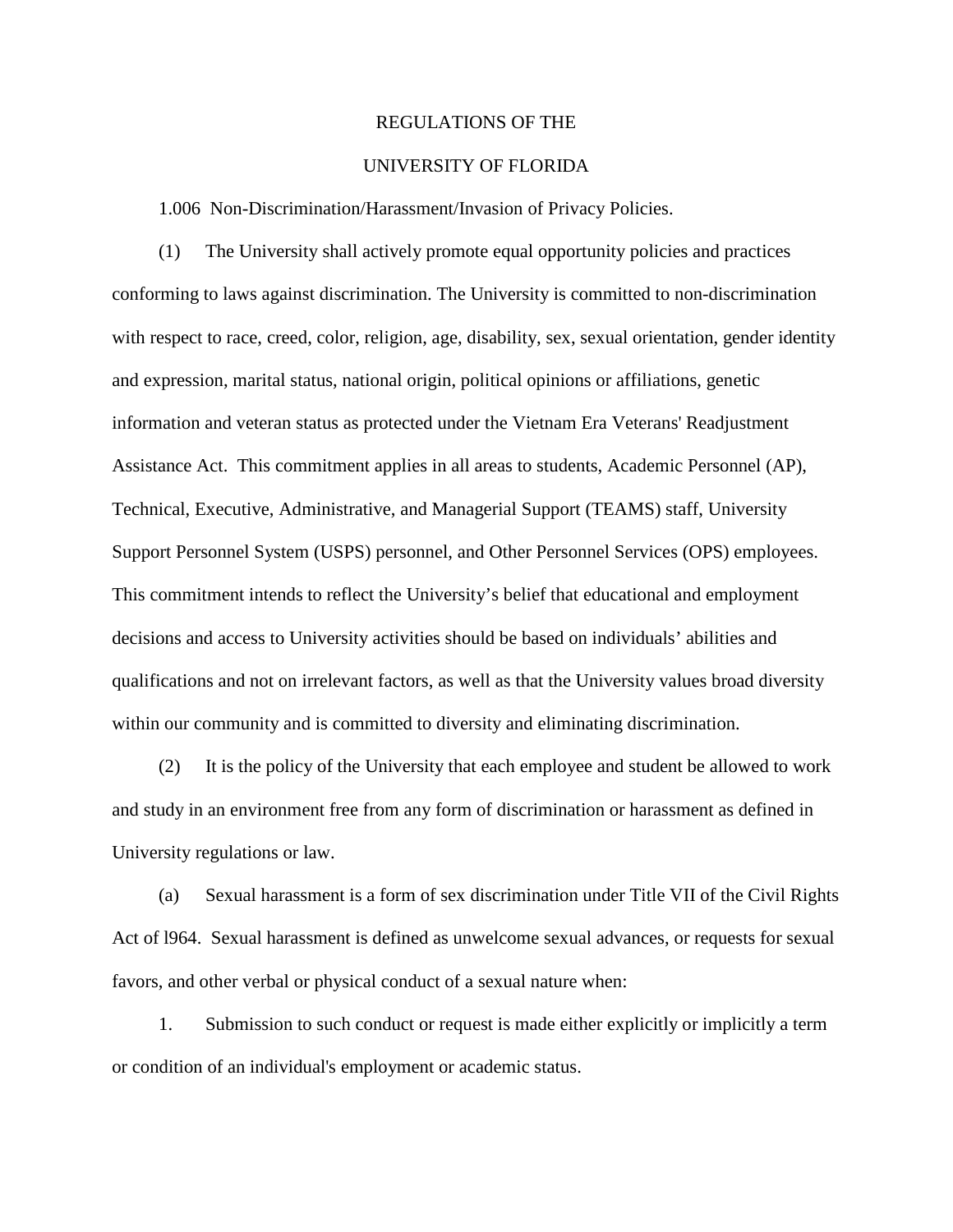# REGULATIONS OF THE

# UNIVERSITY OF FLORIDA

## 1.006 Non-Discrimination/Harassment/Invasion of Privacy Policies.

(1) The University shall actively promote equal opportunity policies and practices conforming to laws against discrimination. The University is committed to non-discrimination with respect to race, creed, color, religion, age, disability, sex, sexual orientation, gender identity and expression, marital status, national origin, political opinions or affiliations, genetic information and veteran status as protected under the Vietnam Era Veterans' Readjustment Assistance Act. This commitment applies in all areas to students, Academic Personnel (AP), Technical, Executive, Administrative, and Managerial Support (TEAMS) staff, University Support Personnel System (USPS) personnel, and Other Personnel Services (OPS) employees. This commitment intends to reflect the University's belief that educational and employment decisions and access to University activities should be based on individuals' abilities and qualifications and not on irrelevant factors, as well as that the University values broad diversity within our community and is committed to diversity and eliminating discrimination.

(2) It is the policy of the University that each employee and student be allowed to work and study in an environment free from any form of discrimination or harassment as defined in University regulations or law.

(a) Sexual harassment is a form of sex discrimination under Title VII of the Civil Rights Act of l964. Sexual harassment is defined as unwelcome sexual advances, or requests for sexual favors, and other verbal or physical conduct of a sexual nature when:

1. Submission to such conduct or request is made either explicitly or implicitly a term or condition of an individual's employment or academic status.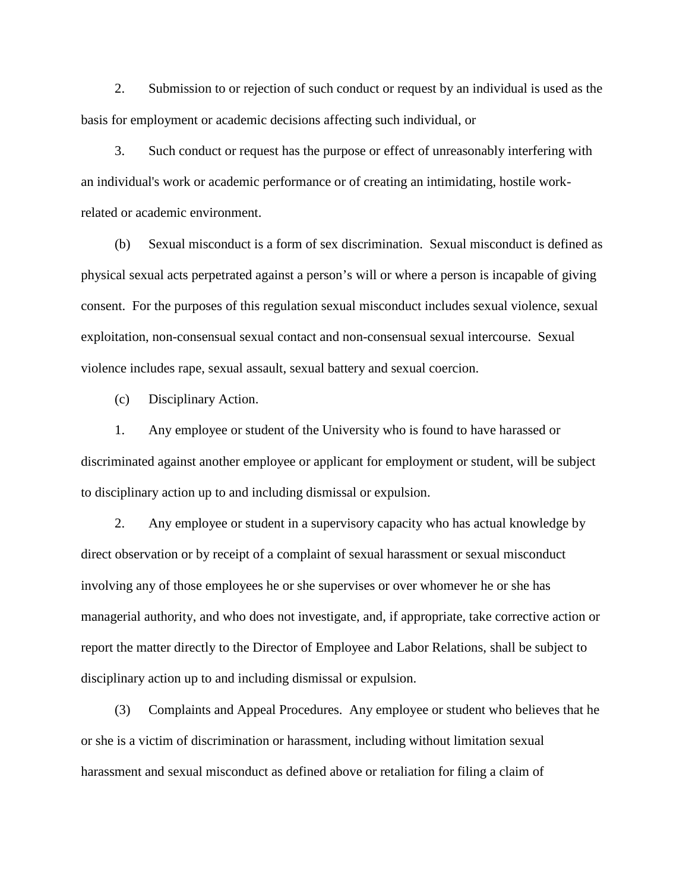2. Submission to or rejection of such conduct or request by an individual is used as the basis for employment or academic decisions affecting such individual, or

3. Such conduct or request has the purpose or effect of unreasonably interfering with an individual's work or academic performance or of creating an intimidating, hostile work-related or academic environment.

(b) Sexual misconduct is a form of sex discrimination. Sexual misconduct is defined as physical sexual acts perpetrated against a person's will or where a person is incapable of giving consent. For the purposes of this regulation sexual misconduct includes sexual violence, sexual exploitation, non-consensual sexual contact and non-consensual sexual intercourse. Sexual violence includes rape, sexual assault, sexual battery and sexual coercion.

(c) Disciplinary Action.

1. Any employee or student of the University who is found to have harassed or discriminated against another employee or applicant for employment or student, will be subject to disciplinary action up to and including dismissal or expulsion.

2. Any employee or student in a supervisory capacity who has actual knowledge by direct observation or by receipt of a complaint of sexual harassment or sexual misconduct involving any of those employees he or she supervises or over whomever he or she has managerial authority, and who does not investigate, and, if appropriate, take corrective action or report the matter directly to the Director of Employee and Labor Relations, shall be subject to disciplinary action up to and including dismissal or expulsion.

(3) Complaints and Appeal Procedures. Any employee or student who believes that he or she is a victim of discrimination or harassment, including without limitation sexual harassment and sexual misconduct as defined above or retaliation for filing a claim of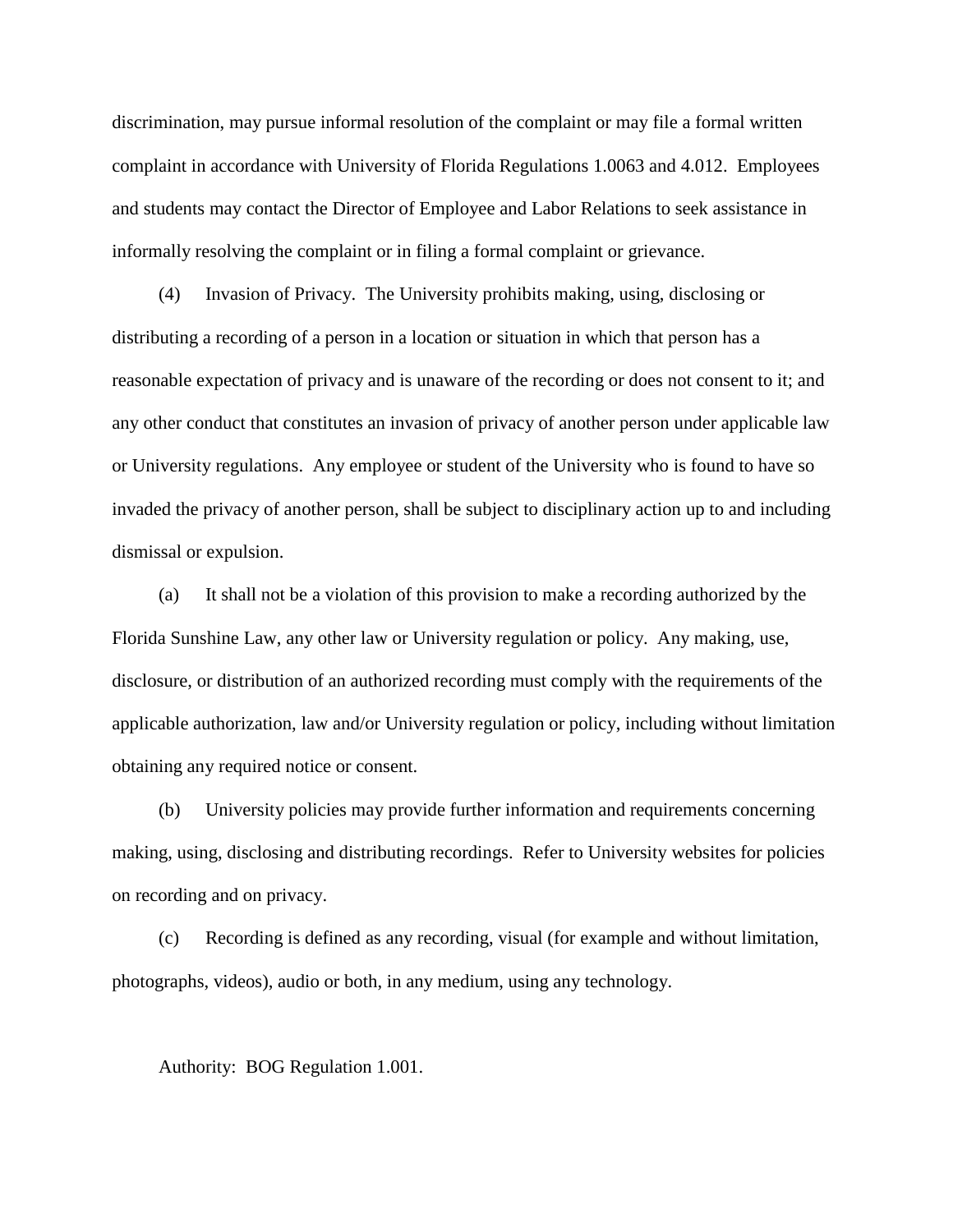discrimination, may pursue informal resolution of the complaint or may file a formal written complaint in accordance with University of Florida Regulations 1.0063 and 4.012. Employees and students may contact the Director of Employee and Labor Relations to seek assistance in informally resolving the complaint or in filing a formal complaint or grievance.

(4) Invasion of Privacy. The University prohibits making, using, disclosing or distributing a recording of a person in a location or situation in which that person has a reasonable expectation of privacy and is unaware of the recording or does not consent to it; and any other conduct that constitutes an invasion of privacy of another person under applicable law or University regulations. Any employee or student of the University who is found to have so invaded the privacy of another person, shall be subject to disciplinary action up to and including dismissal or expulsion.

(a) It shall not be a violation of this provision to make a recording authorized by the Florida Sunshine Law, any other law or University regulation or policy. Any making, use, disclosure, or distribution of an authorized recording must comply with the requirements of the applicable authorization, law and/or University regulation or policy, including without limitation obtaining any required notice or consent.

(b) University policies may provide further information and requirements concerning making, using, disclosing and distributing recordings. Refer to University websites for policies on recording and on privacy.

(c) Recording is defined as any recording, visual (for example and without limitation, photographs, videos), audio or both, in any medium, using any technology.

Authority: BOG Regulation 1.001.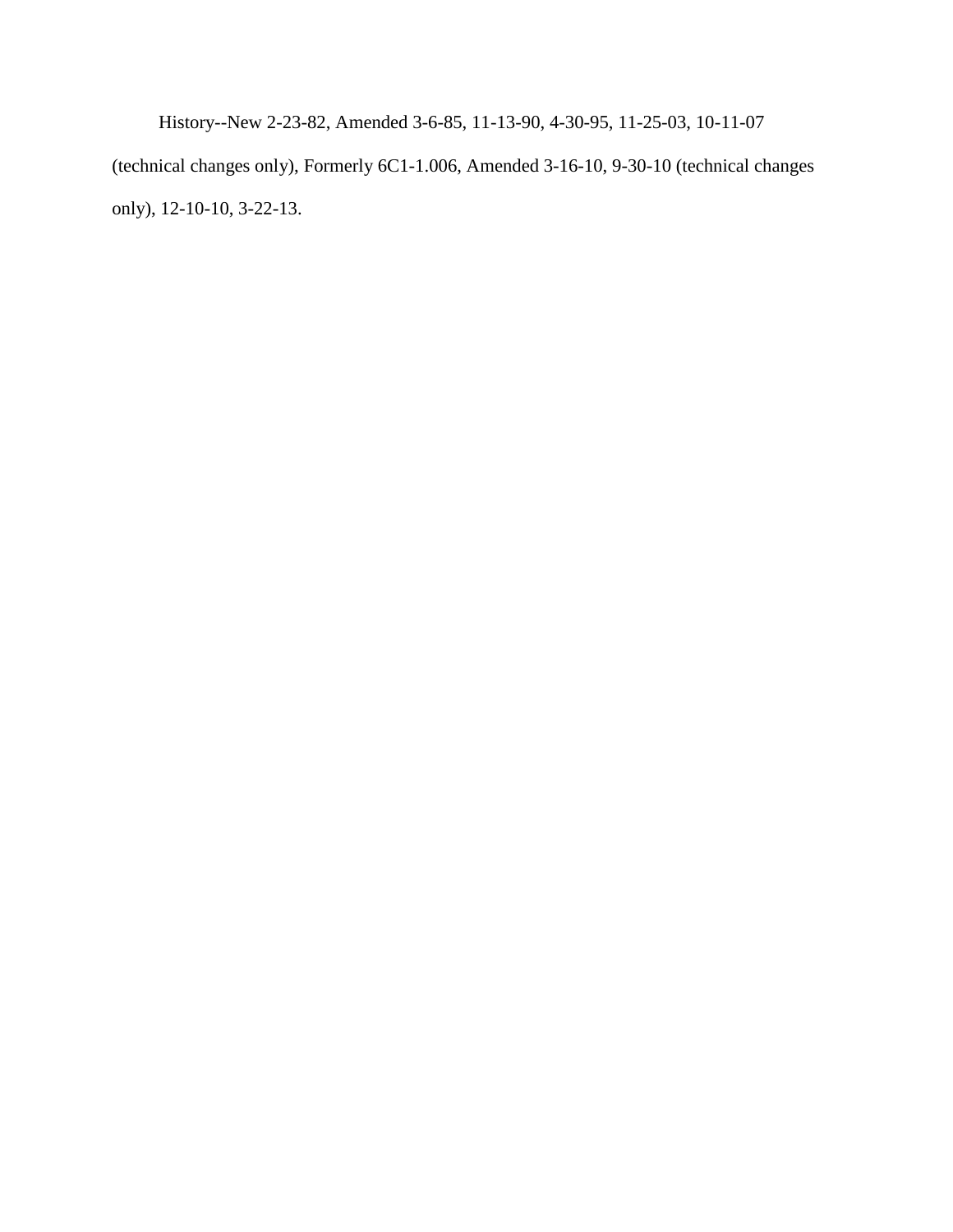History--New 2-23-82, Amended 3-6-85, 11-13-90, 4-30-95, 11-25-03, 10-11-07 (technical changes only), Formerly 6C1-1.006, Amended 3-16-10, 9-30-10 (technical changes only), 12-10-10, 3-22-13.